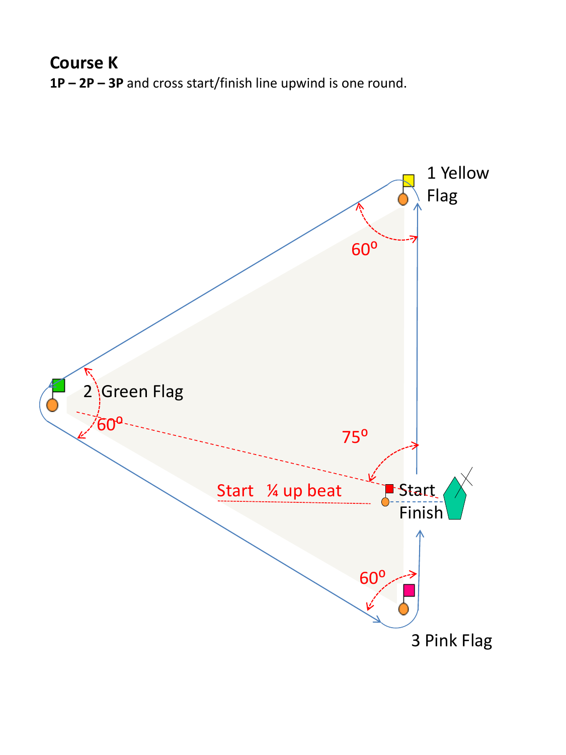**Course K**

**1P – 2P – 3P** and cross start/finish line upwind is one round.

1 Yellow Flag

$60^o$

2 Green Flag

$60^o$

$75^o$

Start ¼ up beat

Start

Finish

$60^o$

3 Pink Flag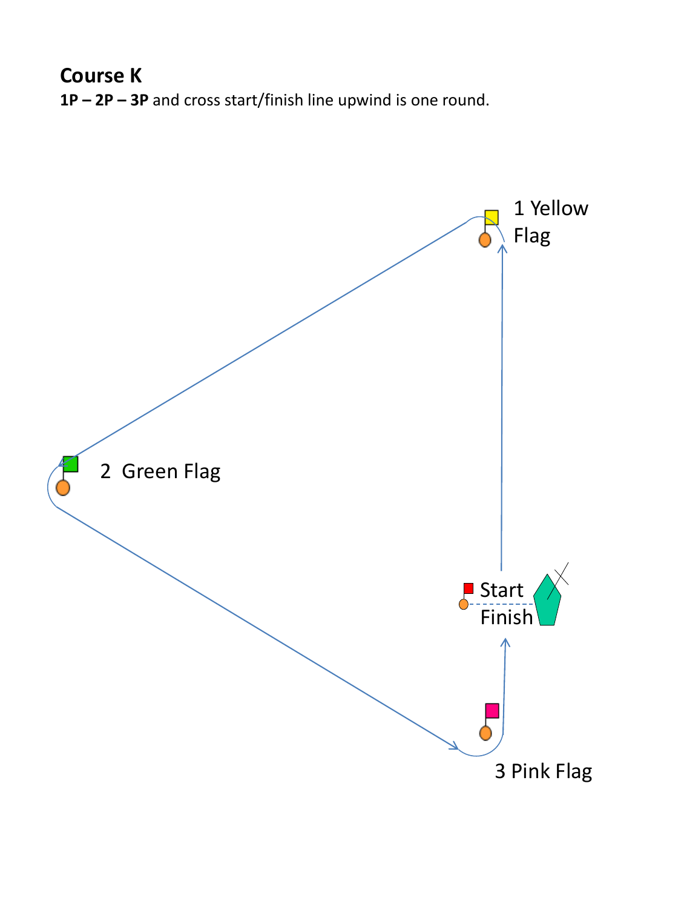# Course K

**1P – 2P – 3P** and cross start/finish line upwind is one round.

1 Yellow Flag

2 Green Flag

Start

Finish

3 Pink Flag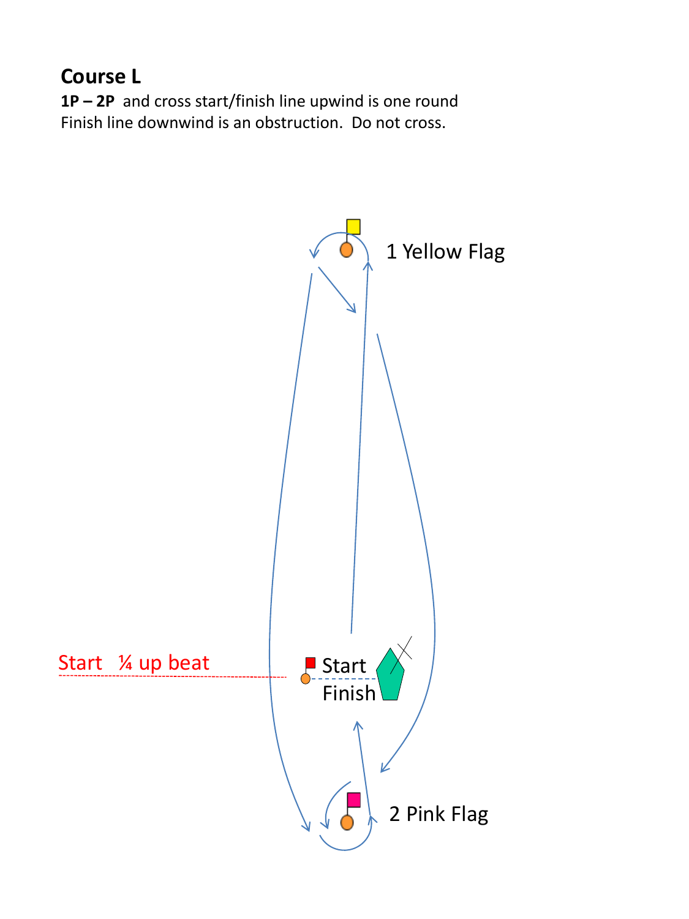# Course L

**1P – 2P** and cross start/finish line upwind is one round

Finish line downwind is an obstruction. Do not cross.

1 Yellow Flag

Start ¼ up beat

Start

Finish

2 Pink Flag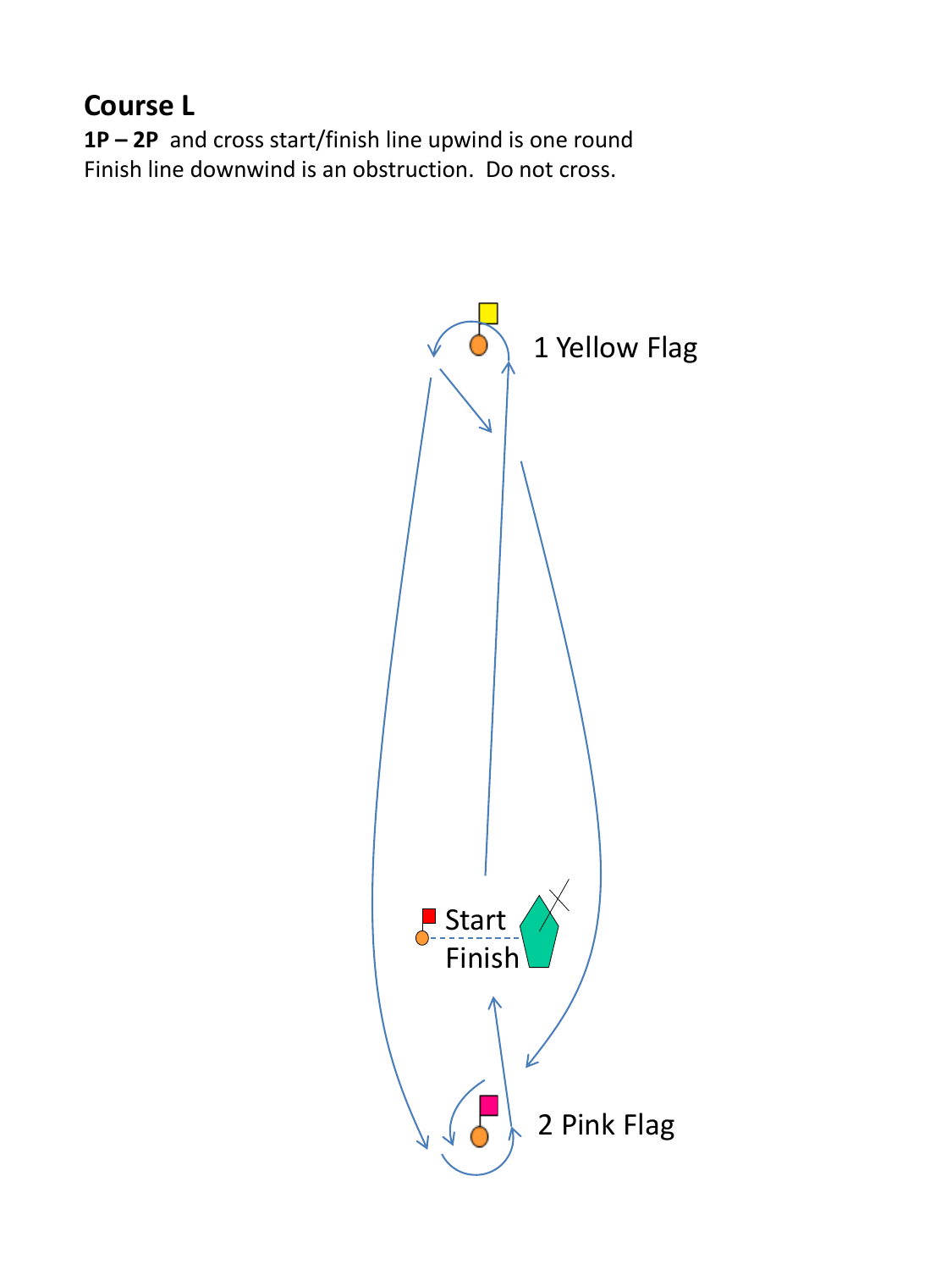## Course L

**1P – 2P** and cross start/finish line upwind is one round
Finish line downwind is an obstruction. Do not cross.

1 Yellow Flag

Start
Finish

2 Pink Flag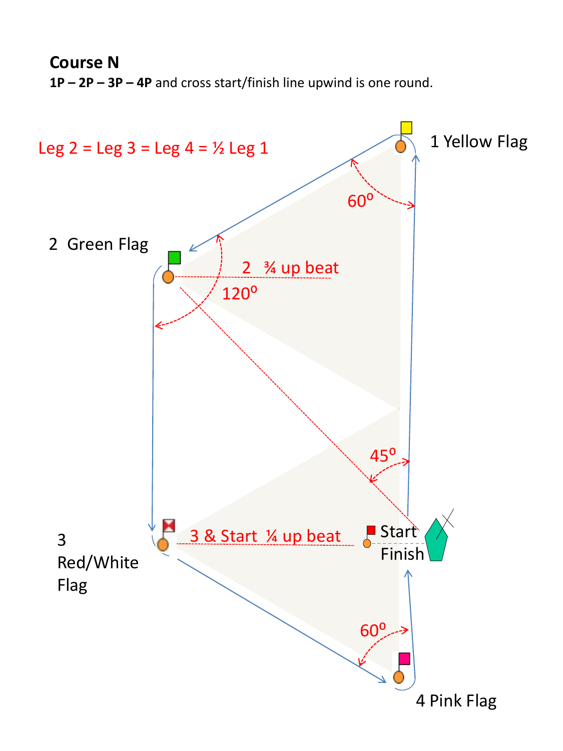**Course N**

**1P – 2P – 3P – 4P** and cross start/finish line upwind is one round.

Leg 2 = Leg 3 = Leg 4 = ½ Leg 1

1 Yellow Flag

2 Green Flag

2 ¾ up beat

3 Red/White Flag

3 & Start ¼ up beat

Start

Finish

4 Pink Flag

$60^{o}$

$120^{o}$

$45^{o}$

$60^{o}$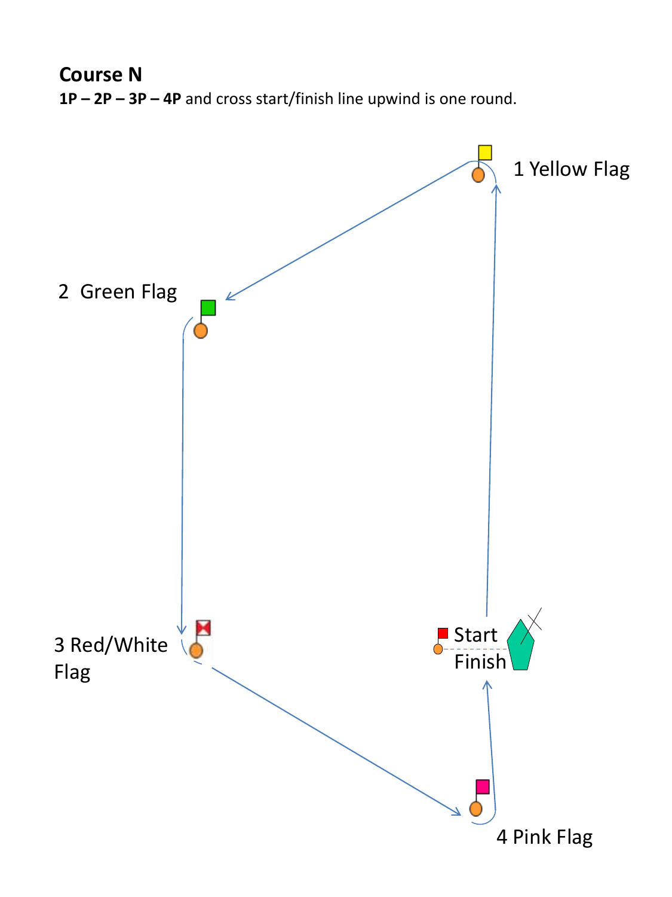**Course N**

**1P – 2P – 3P – 4P** and cross start/finish line upwind is one round.

1 Yellow Flag

2 Green Flag

3 Red/White Flag

4 Pink Flag

Start

Finish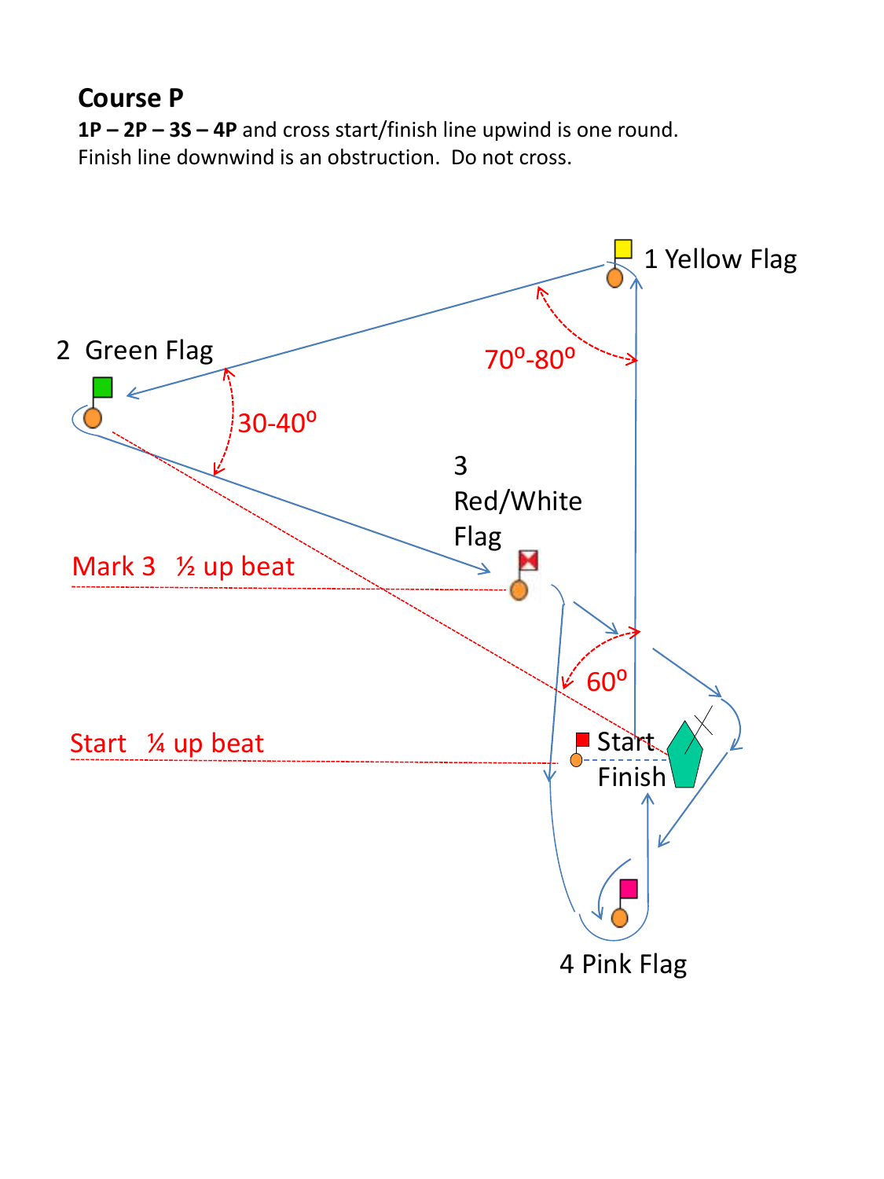**Course P**

**1P – 2P – 3S – 4P** and cross start/finish line upwind is one round.
Finish line downwind is an obstruction. Do not cross.

1 Yellow Flag

2 Green Flag

$70^o$-$80^o$

$30$-$40^o$

3 Red/White Flag

Mark 3 ½ up beat

$60^o$

Start ¼ up beat

Start

Finish

4 Pink Flag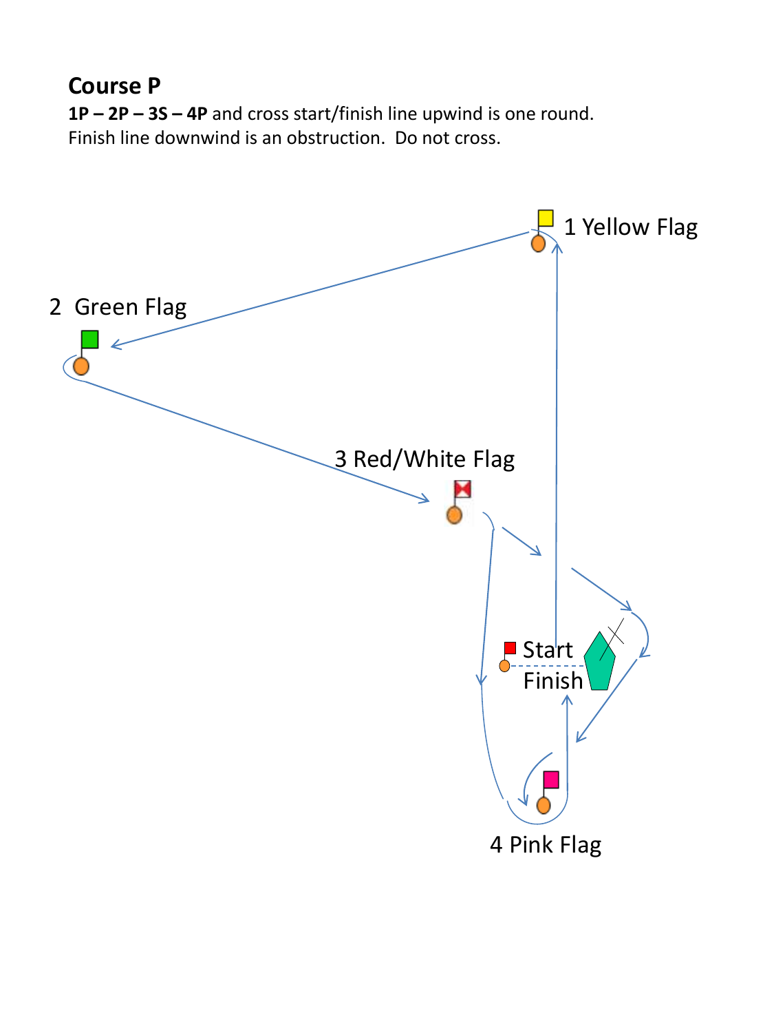## Course P

**1P – 2P – 3S – 4P** and cross start/finish line upwind is one round.
Finish line downwind is an obstruction. Do not cross.

1 Yellow Flag

2 Green Flag

3 Red/White Flag

Start

Finish

4 Pink Flag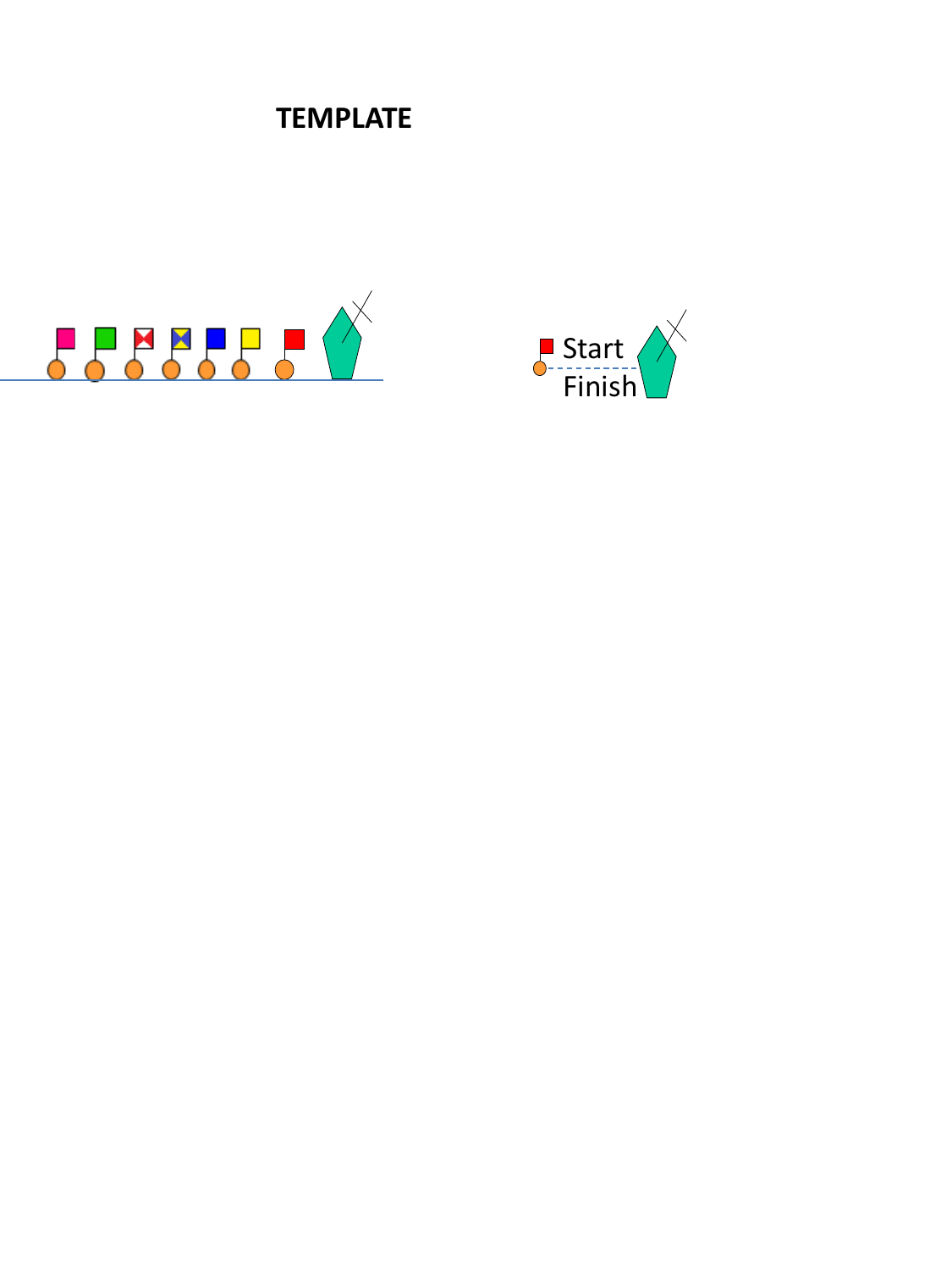**TEMPLATE**

Start

Finish